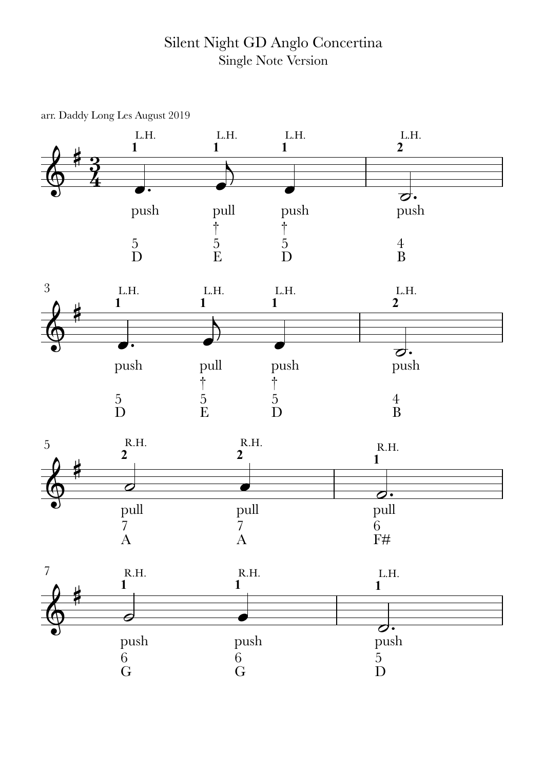# Silent Night GD Anglo Concertina

## Single Note Version

arr. Daddy Long Les August 2019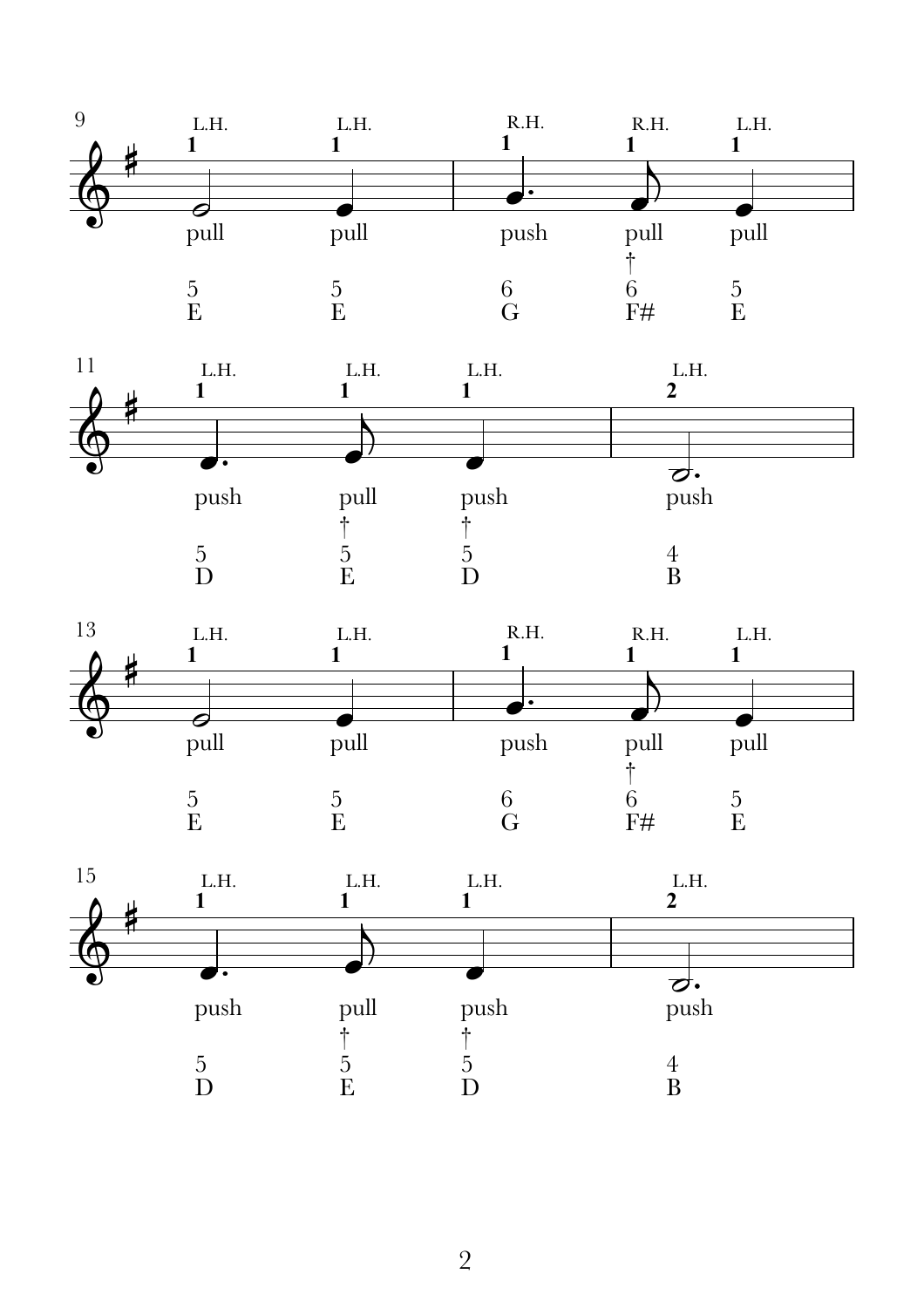9

| L.H. | L.H. | R.H. | R.H. | L.H. |
| --- | --- | --- | --- | --- |
| 1 | 1 | 1 | 1 | 1 |
| pull | pull | push | pull | pull |
| | | | † | |
| 5 | 5 | 6 | 6 | 5 |
| E | E | G | F# | E |

11

| L.H. | L.H. | L.H. | L.H. |
| --- | --- | --- | --- |
| 1 | 1 | 1 | 2 |
| push | pull | push | push |
| | † | † | |
| 5 | 5 | 5 | 4 |
| D | E | D | B |

13

| L.H. | L.H. | R.H. | R.H. | L.H. |
| --- | --- | --- | --- | --- |
| 1 | 1 | 1 | 1 | 1 |
| pull | pull | push | pull | pull |
| | | | † | |
| 5 | 5 | 6 | 6 | 5 |
| E | E | G | F# | E |

15

| L.H. | L.H. | L.H. | L.H. |
| --- | --- | --- | --- |
| 1 | 1 | 1 | 2 |
| push | pull | push | push |
| | † | † | |
| 5 | 5 | 5 | 4 |
| D | E | D | B |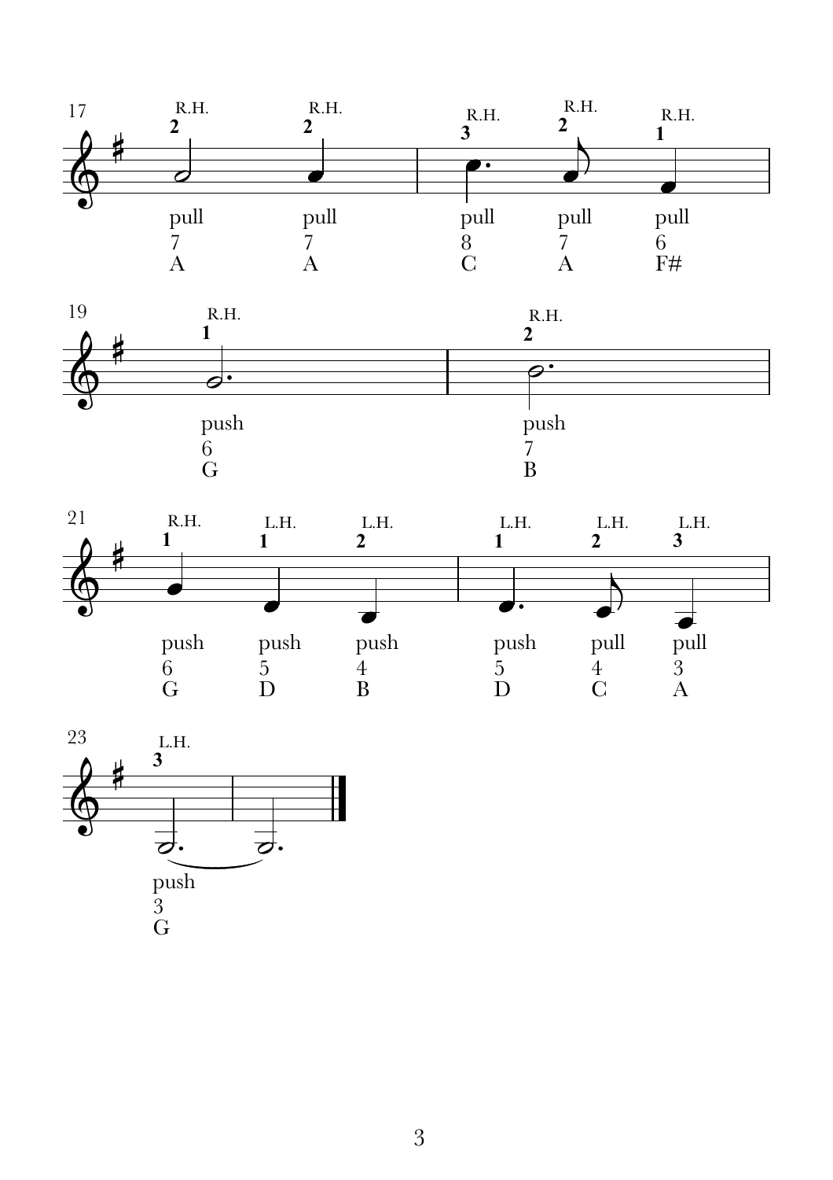17

R.H. 2 | R.H. 2 | R.H. 3 | R.H. 2 | R.H. 1

pull | pull | pull | pull | pull

7 | 7 | 8 | 7 | 6

A | A | C | A | F#

19

R.H. 1 | R.H. 2

push | push

6 | 7

G | B

21

R.H. 1 | L.H. 1 | L.H. 2 | L.H. 1 | L.H. 2 | L.H. 3

push | push | push | push | pull | pull

6 | 5 | 4 | 5 | 4 | 3

G | D | B | D | C | A

23

L.H. 3

push

3

G